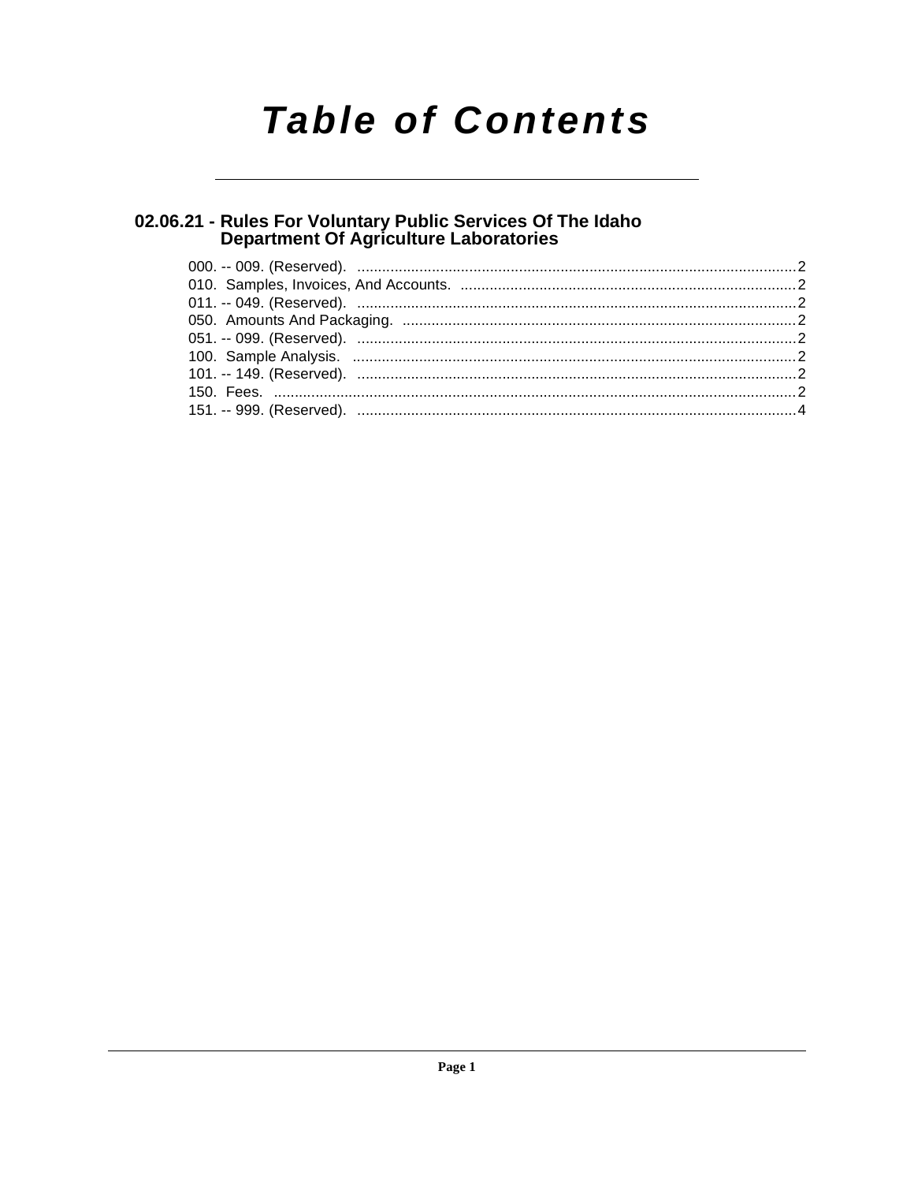# Table of Contents

## 02.06.21 - Rules For Voluntary Public Services Of The Idaho Department Of Agriculture Laboratories

000. -- 009. (Reserved). ..........................................................................................................2
010. Samples, Invoices, And Accounts. ..................................................................................2
011. -- 049. (Reserved). ..........................................................................................................2
050. Amounts And Packaging. ...............................................................................................2
051. -- 099. (Reserved). ..........................................................................................................2
100. Sample Analysis. ............................................................................................................2
101. -- 149. (Reserved). ..........................................................................................................2
150. Fees. ...............................................................................................................................2
151. -- 999. (Reserved). ..........................................................................................................4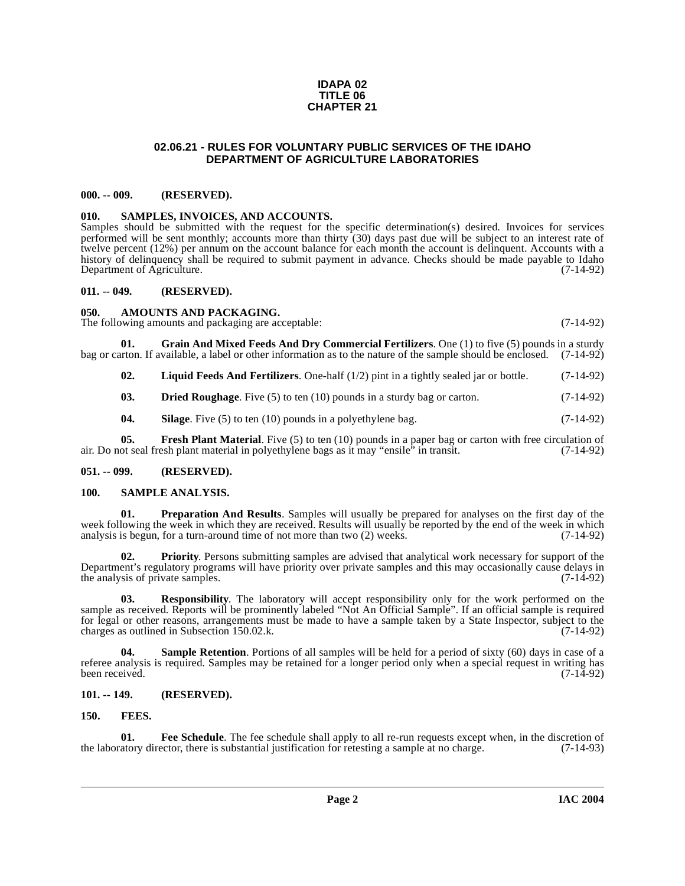**IDAPA 02**
**TITLE 06**
**CHAPTER 21**

## 02.06.21 - RULES FOR VOLUNTARY PUBLIC SERVICES OF THE IDAHO DEPARTMENT OF AGRICULTURE LABORATORIES

### 000. -- 009. (RESERVED).

### 010. SAMPLES, INVOICES, AND ACCOUNTS.

Samples should be submitted with the request for the specific determination(s) desired. Invoices for services performed will be sent monthly; accounts more than thirty (30) days past due will be subject to an interest rate of twelve percent (12%) per annum on the account balance for each month the account is delinquent. Accounts with a history of delinquency shall be required to submit payment in advance. Checks should be made payable to Idaho Department of Agriculture. (7-14-92)

### 011. -- 049. (RESERVED).

### 050. AMOUNTS AND PACKAGING.

The following amounts and packaging are acceptable: (7-14-92)

**01. Grain And Mixed Feeds And Dry Commercial Fertilizers**. One (1) to five (5) pounds in a sturdy bag or carton. If available, a label or other information as to the nature of the sample should be enclosed. (7-14-92)

**02. Liquid Feeds And Fertilizers**. One-half (1/2) pint in a tightly sealed jar or bottle. (7-14-92)

**03. Dried Roughage**. Five (5) to ten (10) pounds in a sturdy bag or carton. (7-14-92)

**04. Silage**. Five (5) to ten (10) pounds in a polyethylene bag. (7-14-92)

**05. Fresh Plant Material**. Five (5) to ten (10) pounds in a paper bag or carton with free circulation of air. Do not seal fresh plant material in polyethylene bags as it may "ensile" in transit. (7-14-92)

### 051. -- 099. (RESERVED).

### 100. SAMPLE ANALYSIS.

**01. Preparation And Results**. Samples will usually be prepared for analyses on the first day of the week following the week in which they are received. Results will usually be reported by the end of the week in which analysis is begun, for a turn-around time of not more than two (2) weeks. (7-14-92)

**02. Priority**. Persons submitting samples are advised that analytical work necessary for support of the Department's regulatory programs will have priority over private samples and this may occasionally cause delays in the analysis of private samples. (7-14-92)

**03. Responsibility**. The laboratory will accept responsibility only for the work performed on the sample as received. Reports will be prominently labeled "Not An Official Sample". If an official sample is required for legal or other reasons, arrangements must be made to have a sample taken by a State Inspector, subject to the charges as outlined in Subsection 150.02.k. (7-14-92)

**04. Sample Retention**. Portions of all samples will be held for a period of sixty (60) days in case of a referee analysis is required. Samples may be retained for a longer period only when a special request in writing has been received. (7-14-92)

### 101. -- 149. (RESERVED).

### 150. FEES.

**01. Fee Schedule**. The fee schedule shall apply to all re-run requests except when, in the discretion of the laboratory director, there is substantial justification for retesting a sample at no charge. (7-14-93)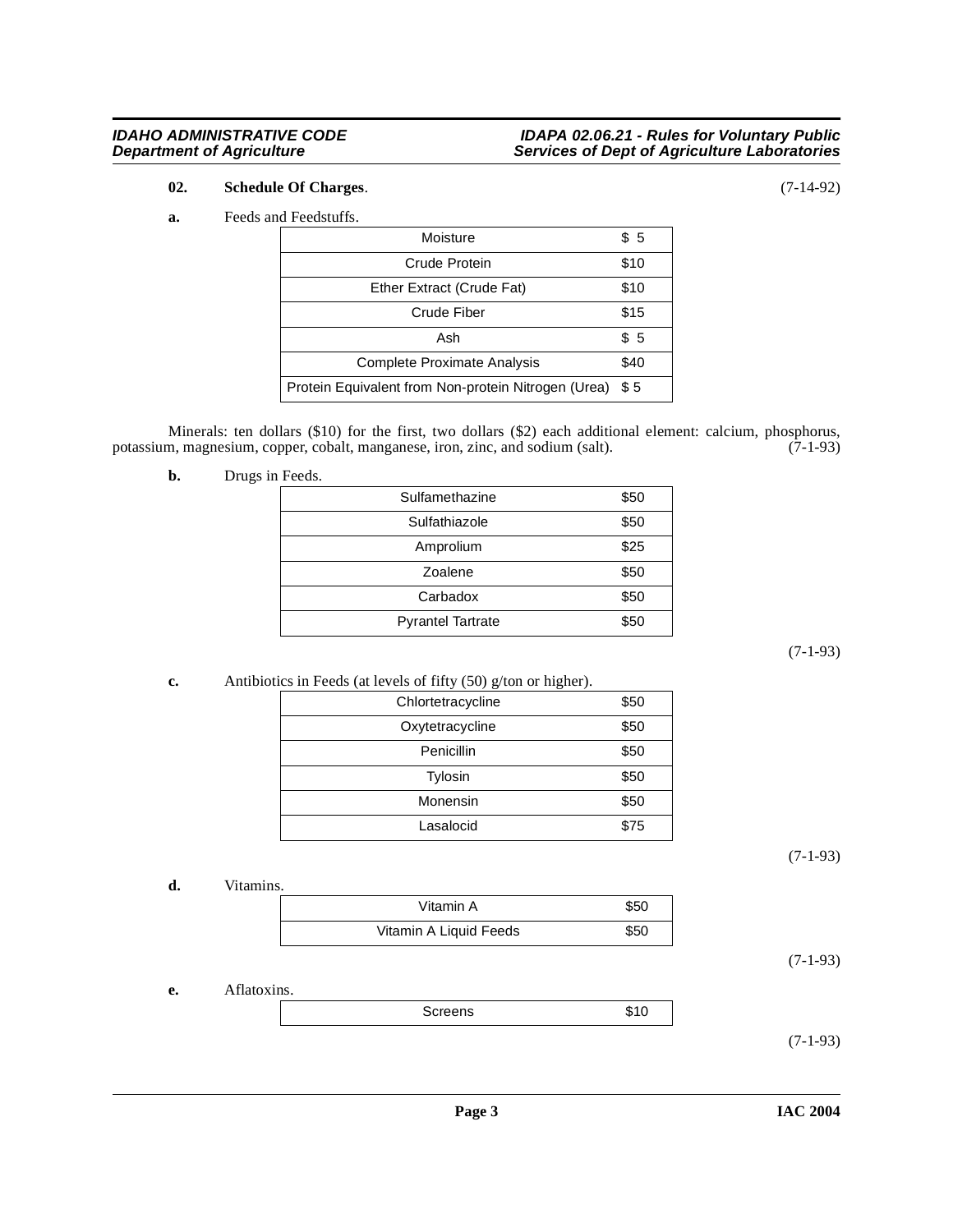**02. Schedule Of Charges**. (7-14-92)

**a.** Feeds and Feedstuffs.

| | |
|---|---|
| Moisture | $ 5 |
| Crude Protein | $10 |
| Ether Extract (Crude Fat) | $10 |
| Crude Fiber | $15 |
| Ash | $ 5 |
| Complete Proximate Analysis | $40 |
| Protein Equivalent from Non-protein Nitrogen (Urea) | $ 5 |

Minerals: ten dollars ($10) for the first, two dollars ($2) each additional element: calcium, phosphorus, potassium, magnesium, copper, cobalt, manganese, iron, zinc, and sodium (salt). (7-1-93)

**b.** Drugs in Feeds.

| | |
|---|---|
| Sulfamethazine | $50 |
| Sulfathiazole | $50 |
| Amprolium | $25 |
| Zoalene | $50 |
| Carbadox | $50 |
| Pyrantel Tartrate | $50 |

(7-1-93)

**c.** Antibiotics in Feeds (at levels of fifty (50) g/ton or higher).

| | |
|---|---|
| Chlortetracycline | $50 |
| Oxytetracycline | $50 |
| Penicillin | $50 |
| Tylosin | $50 |
| Monensin | $50 |
| Lasalocid | $75 |

(7-1-93)

**d.** Vitamins.

| | |
|---|---|
| Vitamin A | $50 |
| Vitamin A Liquid Feeds | $50 |

(7-1-93)

**e.** Aflatoxins.

| | |
|---|---|
| Screens | $10 |

(7-1-93)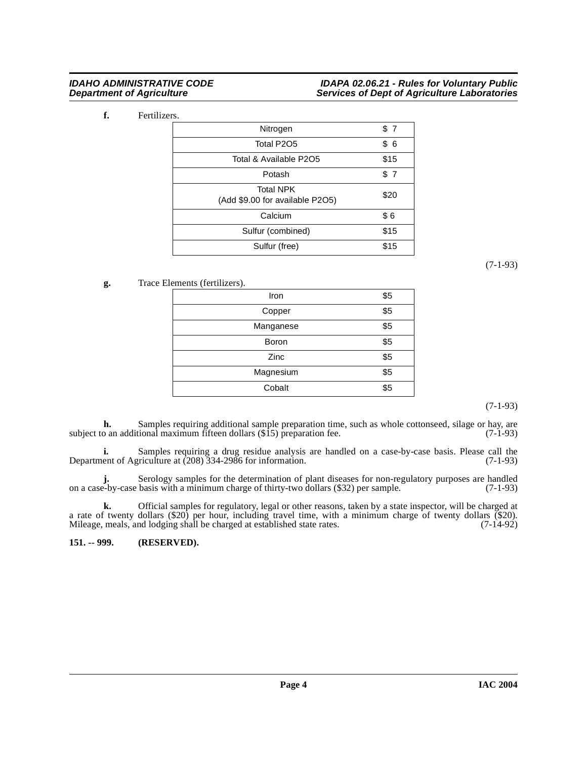**f.** Fertilizers.

| Item | Fee |
|---|---|
| Nitrogen | $ 7 |
| Total P2O5 | $ 6 |
| Total & Available P2O5 | $15 |
| Potash | $ 7 |
| Total NPK (Add $9.00 for available P2O5) | $20 |
| Calcium | $ 6 |
| Sulfur (combined) | $15 |
| Sulfur (free) | $15 |

(7-1-93)

**g.** Trace Elements (fertilizers).

| Element | Fee |
|---|---|
| Iron | $5 |
| Copper | $5 |
| Manganese | $5 |
| Boron | $5 |
| Zinc | $5 |
| Magnesium | $5 |
| Cobalt | $5 |

(7-1-93)

**h.** Samples requiring additional sample preparation time, such as whole cottonseed, silage or hay, are subject to an additional maximum fifteen dollars ($15) preparation fee. (7-1-93)

**i.** Samples requiring a drug residue analysis are handled on a case-by-case basis. Please call the Department of Agriculture at (208) 334-2986 for information. (7-1-93)

**j.** Serology samples for the determination of plant diseases for non-regulatory purposes are handled on a case-by-case basis with a minimum charge of thirty-two dollars ($32) per sample. (7-1-93)

**k.** Official samples for regulatory, legal or other reasons, taken by a state inspector, will be charged at a rate of twenty dollars ($20) per hour, including travel time, with a minimum charge of twenty dollars ($20). Mileage, meals, and lodging shall be charged at established state rates. (7-14-92)

**151. -- 999. (RESERVED).**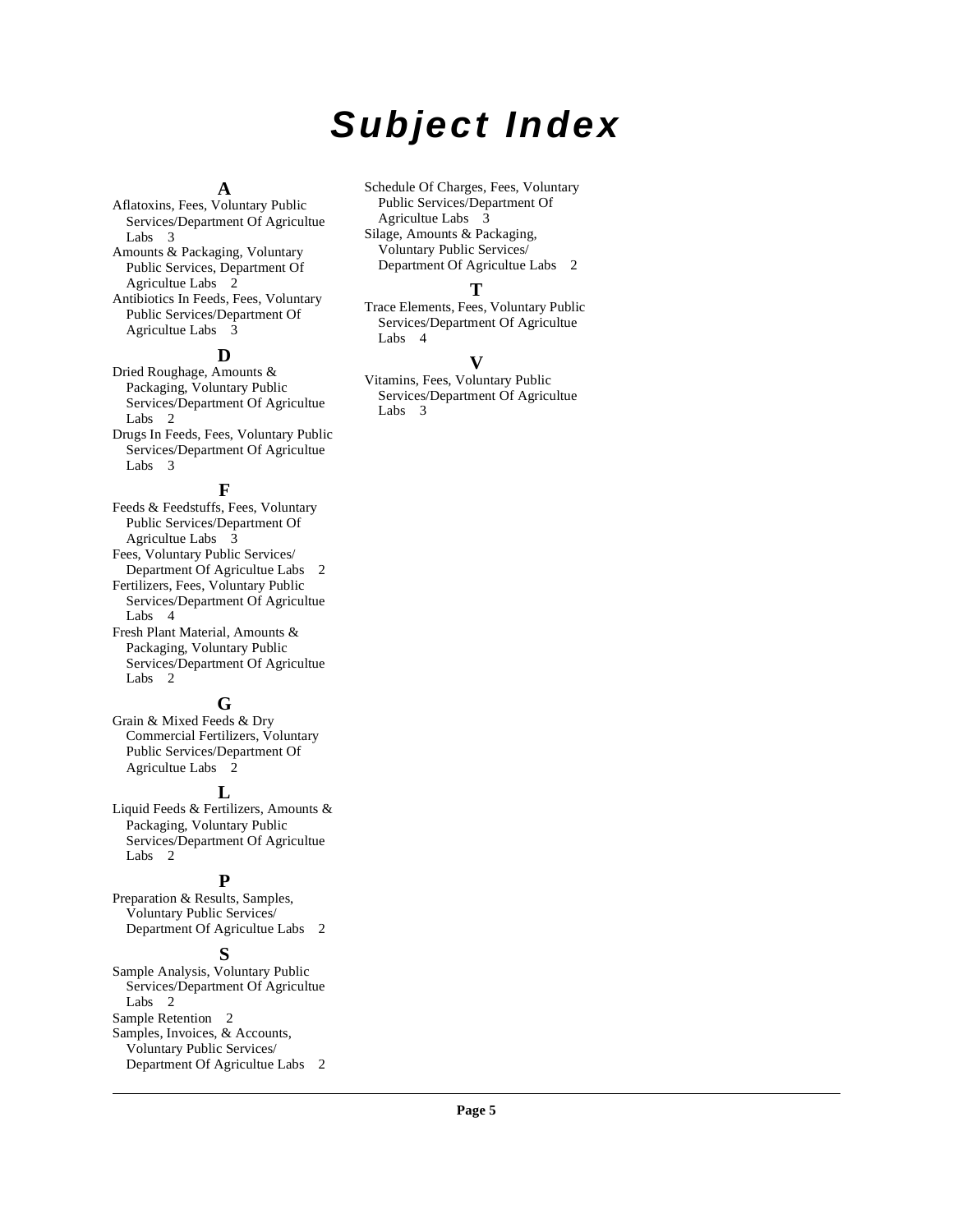# *Subject Index*

## A

Aflatoxins, Fees, Voluntary Public Services/Department Of Agricultue Labs 3

Amounts & Packaging, Voluntary Public Services, Department Of Agricultue Labs 2

Antibiotics In Feeds, Fees, Voluntary Public Services/Department Of Agricultue Labs 3

## D

Dried Roughage, Amounts & Packaging, Voluntary Public Services/Department Of Agricultue Labs 2

Drugs In Feeds, Fees, Voluntary Public Services/Department Of Agricultue Labs 3

## F

Feeds & Feedstuffs, Fees, Voluntary Public Services/Department Of Agricultue Labs 3

Fees, Voluntary Public Services/ Department Of Agricultue Labs 2

Fertilizers, Fees, Voluntary Public Services/Department Of Agricultue Labs 4

Fresh Plant Material, Amounts & Packaging, Voluntary Public Services/Department Of Agricultue Labs 2

## G

Grain & Mixed Feeds & Dry Commercial Fertilizers, Voluntary Public Services/Department Of Agricultue Labs 2

## L

Liquid Feeds & Fertilizers, Amounts & Packaging, Voluntary Public Services/Department Of Agricultue Labs 2

## P

Preparation & Results, Samples, Voluntary Public Services/ Department Of Agricultue Labs 2

## S

Sample Analysis, Voluntary Public Services/Department Of Agricultue Labs 2

Sample Retention 2

Samples, Invoices, & Accounts, Voluntary Public Services/ Department Of Agricultue Labs 2

Schedule Of Charges, Fees, Voluntary Public Services/Department Of Agricultue Labs 3

Silage, Amounts & Packaging, Voluntary Public Services/ Department Of Agricultue Labs 2

## T

Trace Elements, Fees, Voluntary Public Services/Department Of Agricultue Labs 4

## V

Vitamins, Fees, Voluntary Public Services/Department Of Agricultue Labs 3